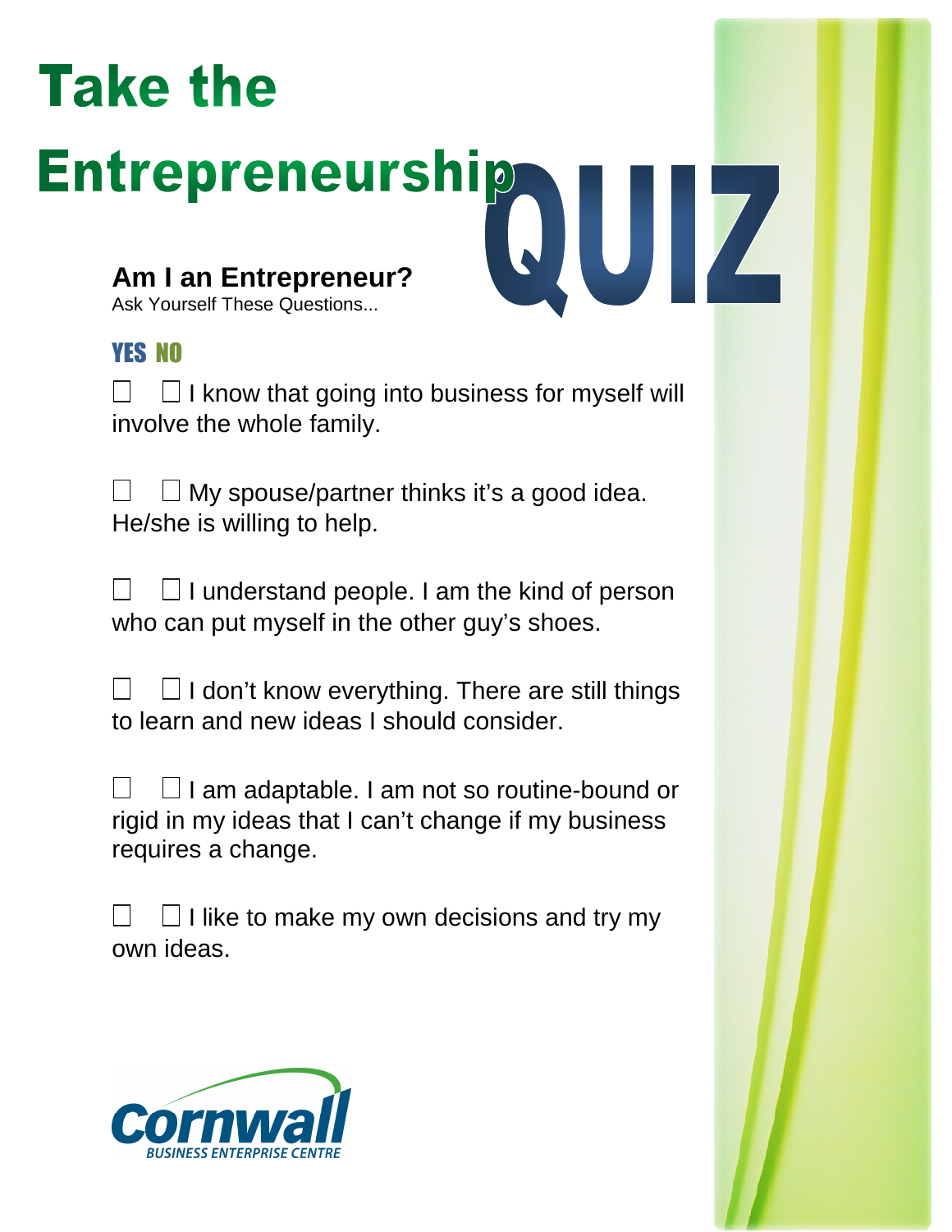# Take the Entrepreneurship QUIZ

## Am I an Entrepreneur?

Ask Yourself These Questions...

**YES NO**

☐ ☐ I know that going into business for myself will involve the whole family.

☐ ☐ My spouse/partner thinks it's a good idea. He/she is willing to help.

☐ ☐ I understand people. I am the kind of person who can put myself in the other guy's shoes.

☐ ☐ I don't know everything. There are still things to learn and new ideas I should consider.

☐ ☐ I am adaptable. I am not so routine-bound or rigid in my ideas that I can't change if my business requires a change.

☐ ☐ I like to make my own decisions and try my own ideas.

Cornwall
BUSINESS ENTERPRISE CENTRE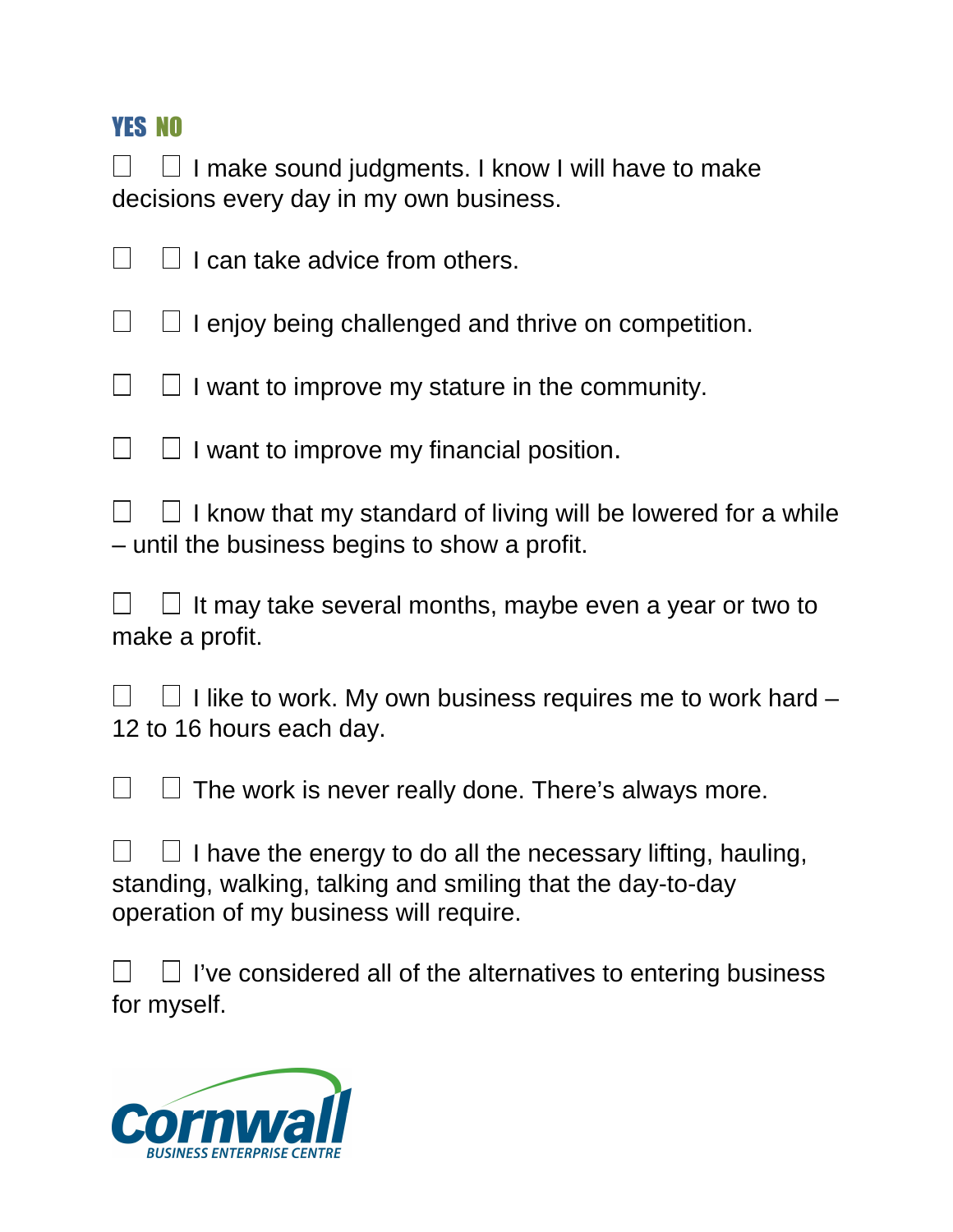**YES NO**

☐ ☐ I make sound judgments. I know I will have to make decisions every day in my own business.

☐ ☐ I can take advice from others.

☐ ☐ I enjoy being challenged and thrive on competition.

☐ ☐ I want to improve my stature in the community.

☐ ☐ I want to improve my financial position.

☐ ☐ I know that my standard of living will be lowered for a while – until the business begins to show a profit.

☐ ☐ It may take several months, maybe even a year or two to make a profit.

☐ ☐ I like to work. My own business requires me to work hard – 12 to 16 hours each day.

☐ ☐ The work is never really done. There's always more.

☐ ☐ I have the energy to do all the necessary lifting, hauling, standing, walking, talking and smiling that the day-to-day operation of my business will require.

☐ ☐ I've considered all of the alternatives to entering business for myself.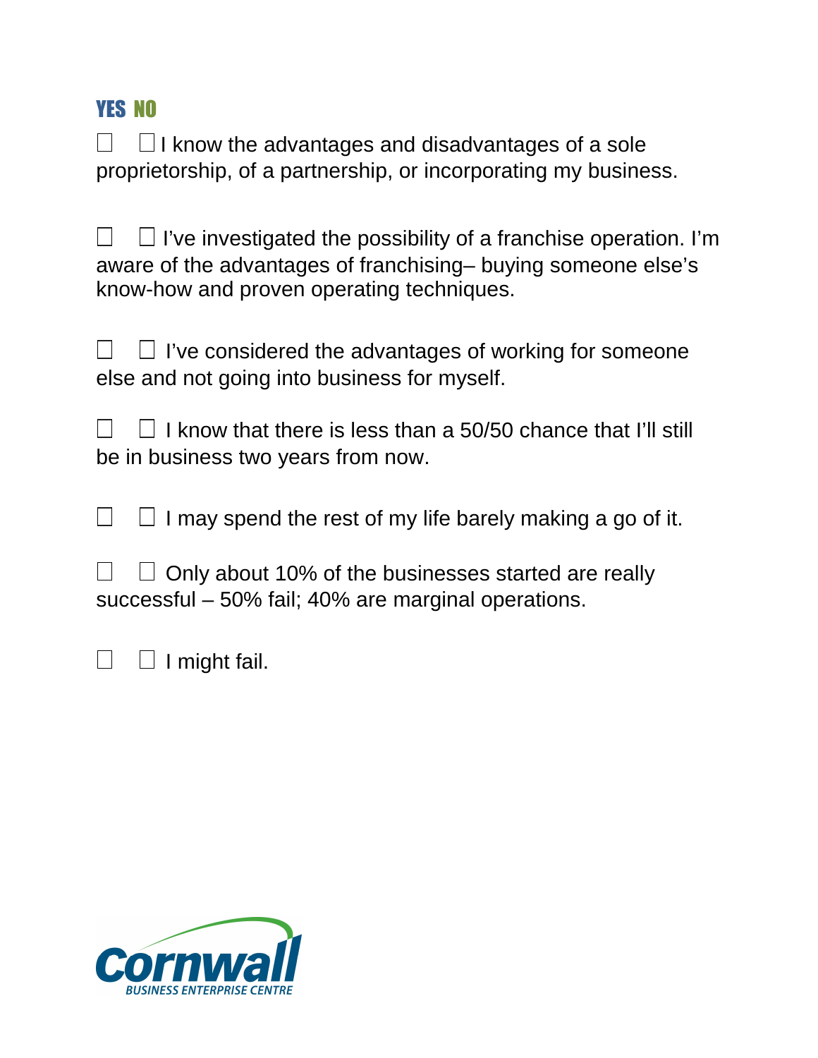**YES NO**

☐ ☐ I know the advantages and disadvantages of a sole proprietorship, of a partnership, or incorporating my business.

☐ ☐ I've investigated the possibility of a franchise operation. I'm aware of the advantages of franchising– buying someone else's know-how and proven operating techniques.

☐ ☐ I've considered the advantages of working for someone else and not going into business for myself.

☐ ☐ I know that there is less than a 50/50 chance that I'll still be in business two years from now.

☐ ☐ I may spend the rest of my life barely making a go of it.

☐ ☐ Only about 10% of the businesses started are really successful – 50% fail; 40% are marginal operations.

☐ ☐ I might fail.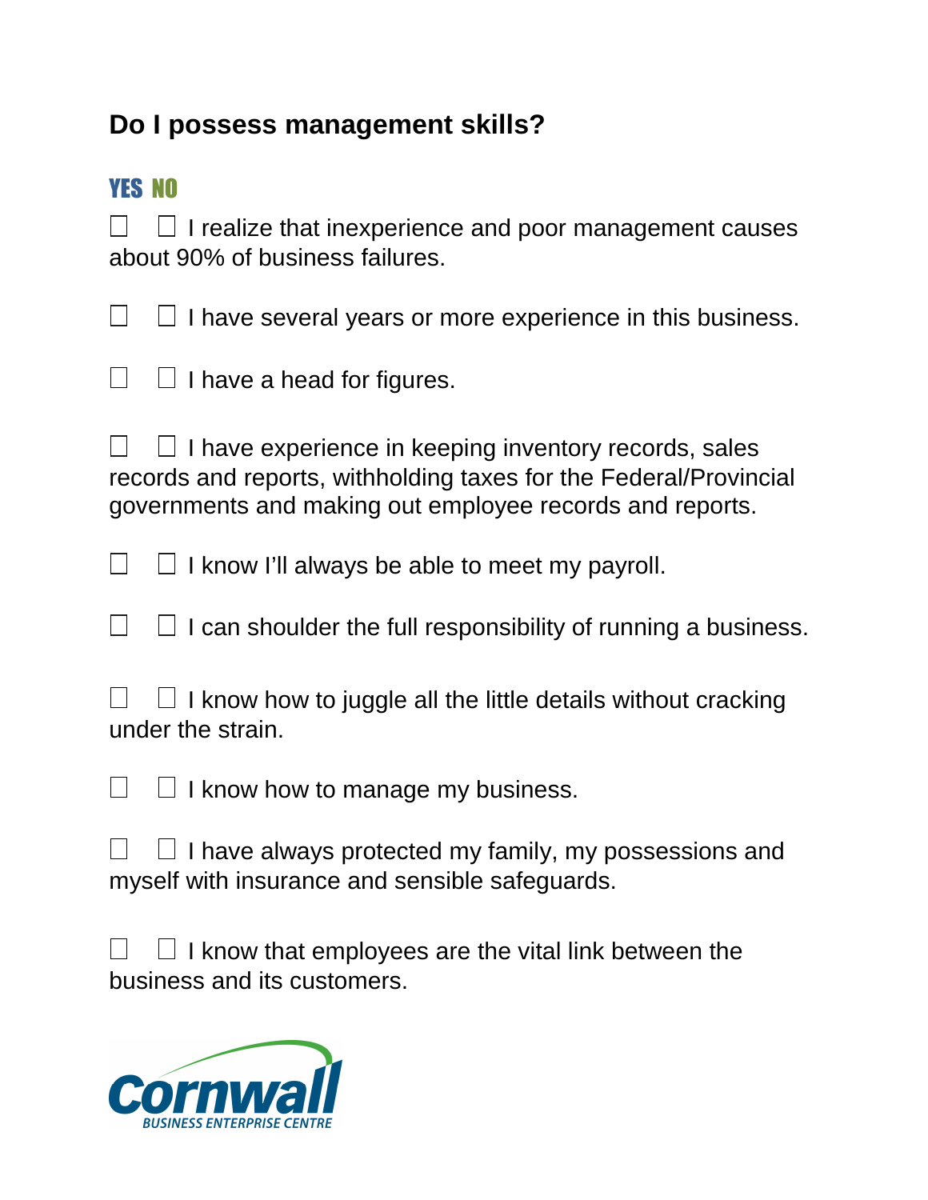## Do I possess management skills?

**YES NO**

☐ ☐ I realize that inexperience and poor management causes about 90% of business failures.

☐ ☐ I have several years or more experience in this business.

☐ ☐ I have a head for figures.

☐ ☐ I have experience in keeping inventory records, sales records and reports, withholding taxes for the Federal/Provincial governments and making out employee records and reports.

☐ ☐ I know I'll always be able to meet my payroll.

☐ ☐ I can shoulder the full responsibility of running a business.

☐ ☐ I know how to juggle all the little details without cracking under the strain.

☐ ☐ I know how to manage my business.

☐ ☐ I have always protected my family, my possessions and myself with insurance and sensible safeguards.

☐ ☐ I know that employees are the vital link between the business and its customers.

Cornwall
BUSINESS ENTERPRISE CENTRE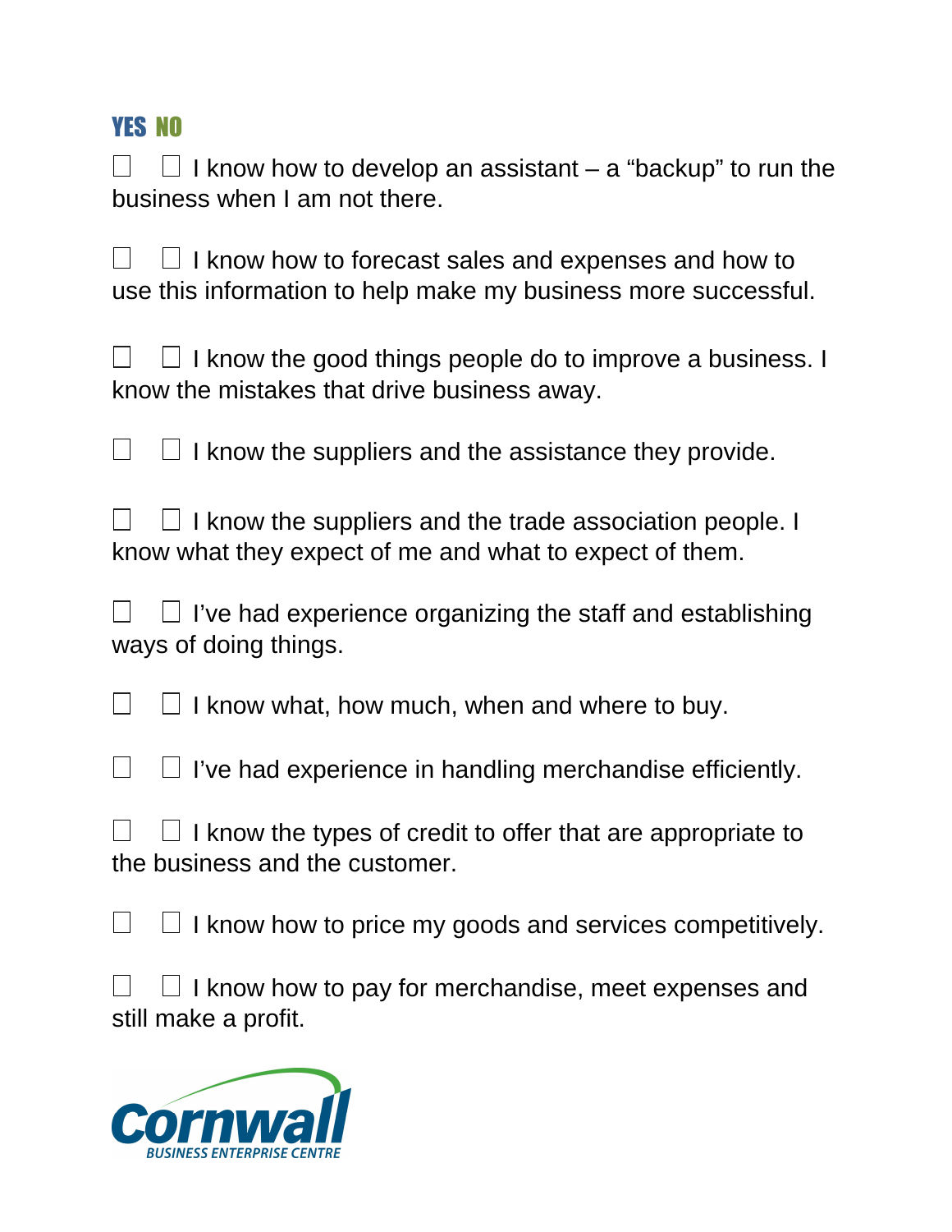**YES NO**

☐ ☐ I know how to develop an assistant – a "backup" to run the business when I am not there.

☐ ☐ I know how to forecast sales and expenses and how to use this information to help make my business more successful.

☐ ☐ I know the good things people do to improve a business. I know the mistakes that drive business away.

☐ ☐ I know the suppliers and the assistance they provide.

☐ ☐ I know the suppliers and the trade association people. I know what they expect of me and what to expect of them.

☐ ☐ I've had experience organizing the staff and establishing ways of doing things.

☐ ☐ I know what, how much, when and where to buy.

☐ ☐ I've had experience in handling merchandise efficiently.

☐ ☐ I know the types of credit to offer that are appropriate to the business and the customer.

☐ ☐ I know how to price my goods and services competitively.

☐ ☐ I know how to pay for merchandise, meet expenses and still make a profit.

Cornwall
BUSINESS ENTERPRISE CENTRE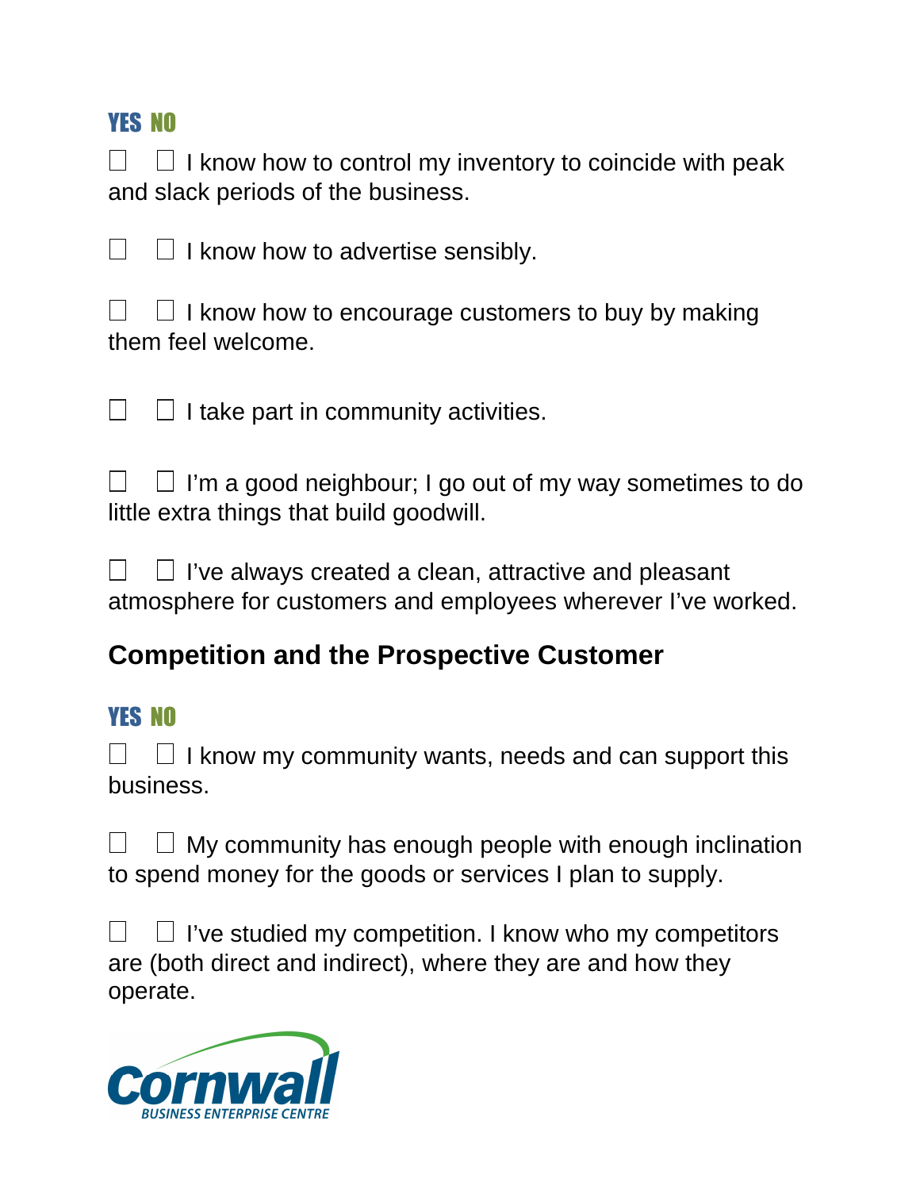**YES NO**

☐ ☐ I know how to control my inventory to coincide with peak and slack periods of the business.

☐ ☐ I know how to advertise sensibly.

☐ ☐ I know how to encourage customers to buy by making them feel welcome.

☐ ☐ I take part in community activities.

☐ ☐ I'm a good neighbour; I go out of my way sometimes to do little extra things that build goodwill.

☐ ☐ I've always created a clean, attractive and pleasant atmosphere for customers and employees wherever I've worked.

## Competition and the Prospective Customer

**YES NO**

☐ ☐ I know my community wants, needs and can support this business.

☐ ☐ My community has enough people with enough inclination to spend money for the goods or services I plan to supply.

☐ ☐ I've studied my competition. I know who my competitors are (both direct and indirect), where they are and how they operate.

Cornwall
BUSINESS ENTERPRISE CENTRE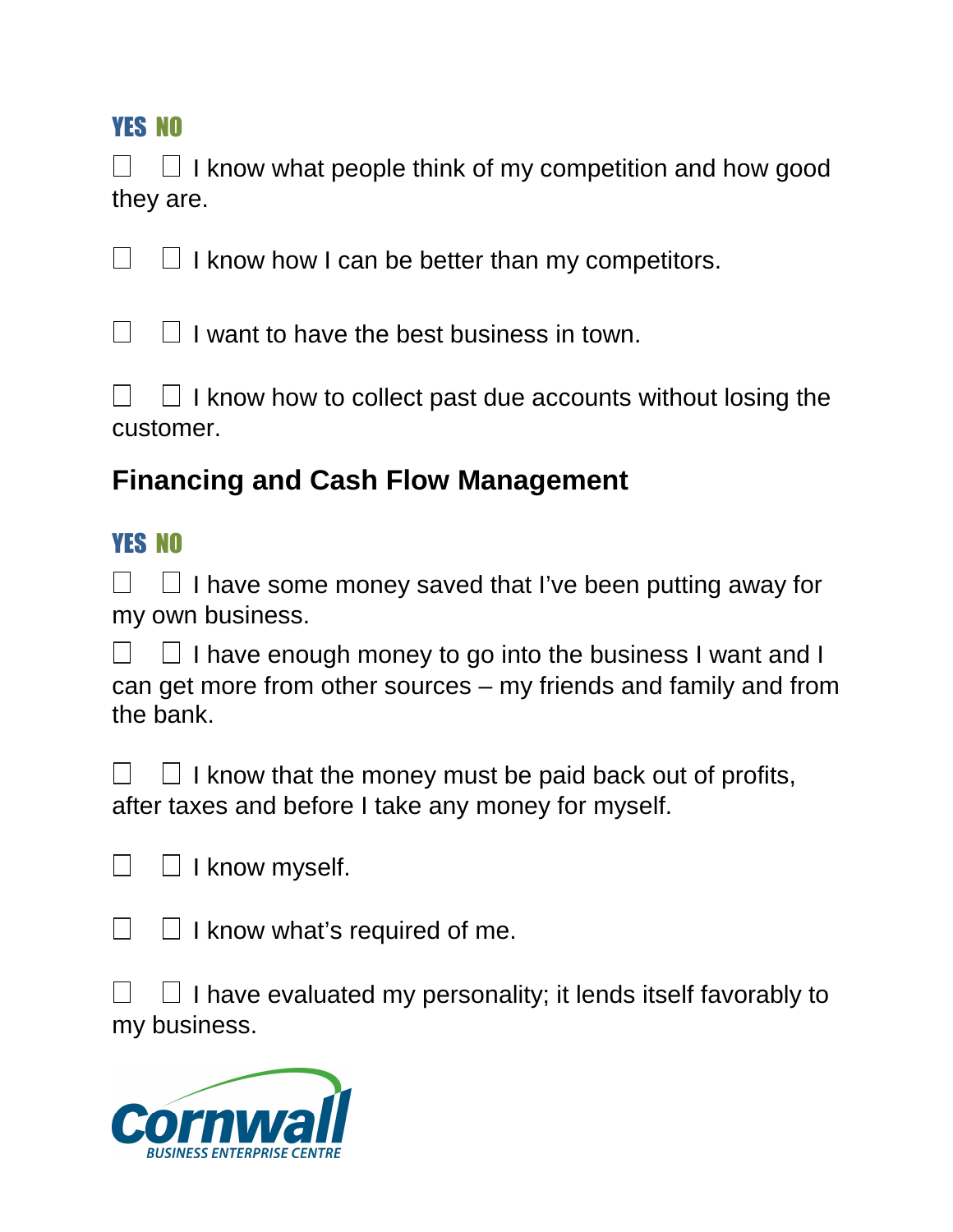**YES NO**

☐ ☐ I know what people think of my competition and how good they are.

☐ ☐ I know how I can be better than my competitors.

☐ ☐ I want to have the best business in town.

☐ ☐ I know how to collect past due accounts without losing the customer.

## Financing and Cash Flow Management

**YES NO**

☐ ☐ I have some money saved that I've been putting away for my own business.

☐ ☐ I have enough money to go into the business I want and I can get more from other sources – my friends and family and from the bank.

☐ ☐ I know that the money must be paid back out of profits, after taxes and before I take any money for myself.

☐ ☐ I know myself.

☐ ☐ I know what's required of me.

☐ ☐ I have evaluated my personality; it lends itself favorably to my business.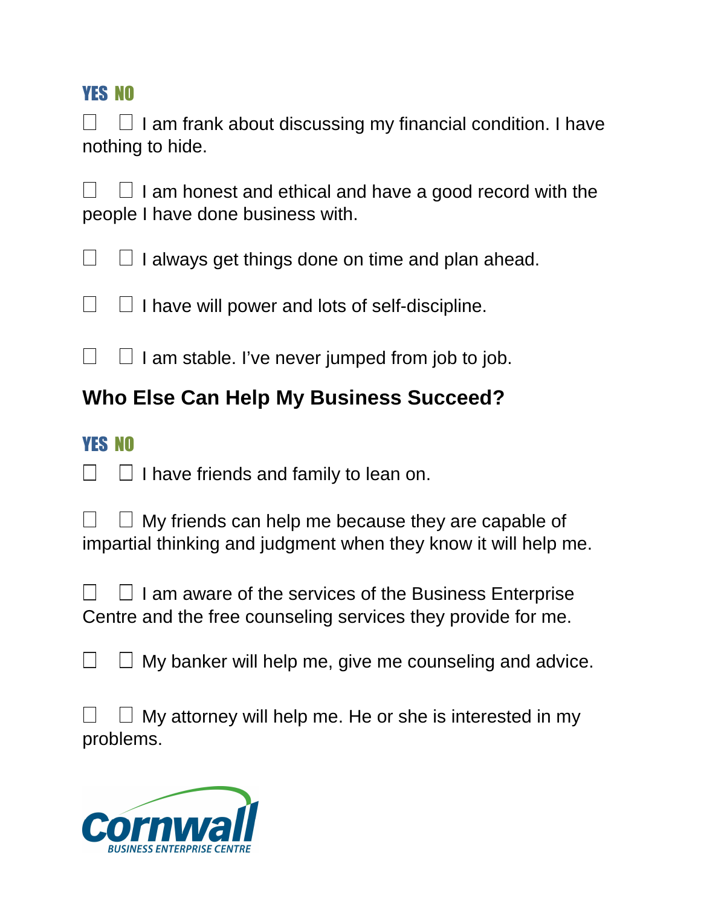**YES NO**

☐ ☐ I am frank about discussing my financial condition. I have nothing to hide.

☐ ☐ I am honest and ethical and have a good record with the people I have done business with.

☐ ☐ I always get things done on time and plan ahead.

☐ ☐ I have will power and lots of self-discipline.

☐ ☐ I am stable. I've never jumped from job to job.

## Who Else Can Help My Business Succeed?

**YES NO**

☐ ☐ I have friends and family to lean on.

☐ ☐ My friends can help me because they are capable of impartial thinking and judgment when they know it will help me.

☐ ☐ I am aware of the services of the Business Enterprise Centre and the free counseling services they provide for me.

☐ ☐ My banker will help me, give me counseling and advice.

☐ ☐ My attorney will help me. He or she is interested in my problems.

Cornwall BUSINESS ENTERPRISE CENTRE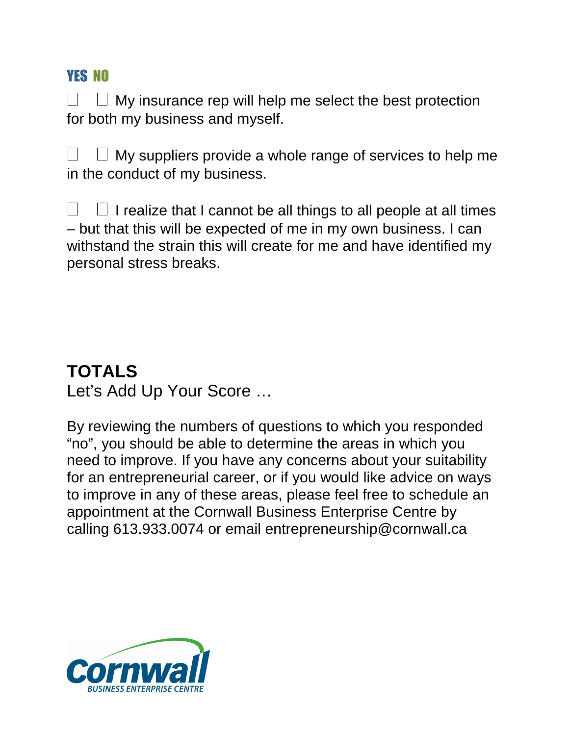**YES NO**

☐ ☐ My insurance rep will help me select the best protection for both my business and myself.

☐ ☐ My suppliers provide a whole range of services to help me in the conduct of my business.

☐ ☐ I realize that I cannot be all things to all people at all times – but that this will be expected of me in my own business. I can withstand the strain this will create for me and have identified my personal stress breaks.

## TOTALS

Let's Add Up Your Score …

By reviewing the numbers of questions to which you responded "no", you should be able to determine the areas in which you need to improve. If you have any concerns about your suitability for an entrepreneurial career, or if you would like advice on ways to improve in any of these areas, please feel free to schedule an appointment at the Cornwall Business Enterprise Centre by calling 613.933.0074 or email entrepreneurship@cornwall.ca

Cornwall
BUSINESS ENTERPRISE CENTRE